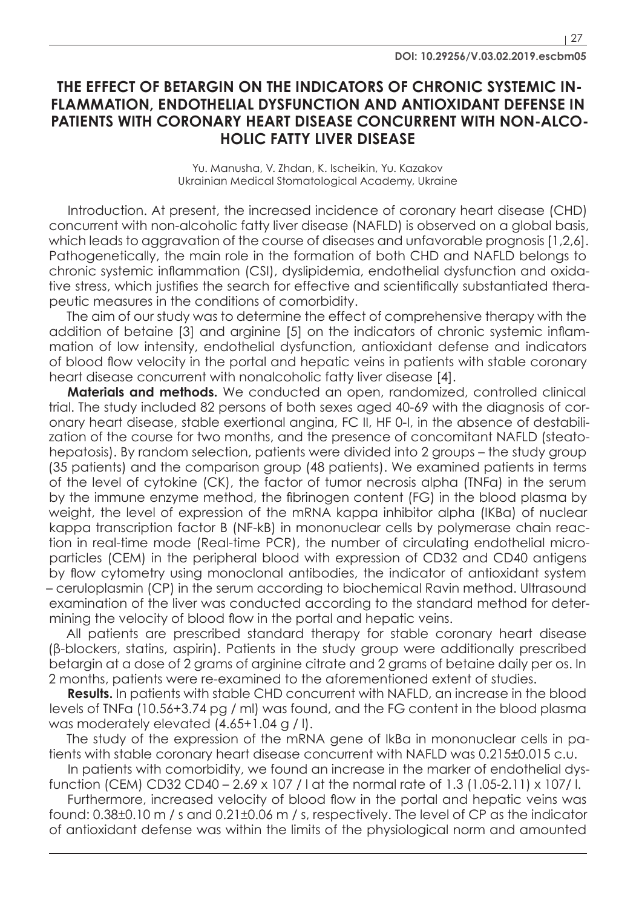DOI: 10.29256/V.03.02.2019.escbm05

# THE EFFECT OF BETARGIN ON THE INDICATORS OF CHRONIC SYSTEMIC INFLAMMATION, ENDOTHELIAL DYSFUNCTION AND ANTIOXIDANT DEFENSE IN PATIENTS WITH CORONARY HEART DISEASE CONCURRENT WITH NON-ALCOHOLIC FATTY LIVER DISEASE

Yu. Manusha, V. Zhdan, K. Ischeikin, Yu. Kazakov
Ukrainian Medical Stomatological Academy, Ukraine

Introduction. At present, the increased incidence of coronary heart disease (CHD) concurrent with non-alcoholic fatty liver disease (NAFLD) is observed on a global basis, which leads to aggravation of the course of diseases and unfavorable prognosis [1,2,6]. Pathogenetically, the main role in the formation of both CHD and NAFLD belongs to chronic systemic inflammation (CSI), dyslipidemia, endothelial dysfunction and oxidative stress, which justifies the search for effective and scientifically substantiated therapeutic measures in the conditions of comorbidity.

The aim of our study was to determine the effect of comprehensive therapy with the addition of betaine [3] and arginine [5] on the indicators of chronic systemic inflammation of low intensity, endothelial dysfunction, antioxidant defense and indicators of blood flow velocity in the portal and hepatic veins in patients with stable coronary heart disease concurrent with nonalcoholic fatty liver disease [4].

**Materials and methods.** We conducted an open, randomized, controlled clinical trial. The study included 82 persons of both sexes aged 40-69 with the diagnosis of coronary heart disease, stable exertional angina, FC II, HF 0-I, in the absence of destabilization of the course for two months, and the presence of concomitant NAFLD (steatohepatosis). By random selection, patients were divided into 2 groups – the study group (35 patients) and the comparison group (48 patients). We examined patients in terms of the level of cytokine (CK), the factor of tumor necrosis alpha (TNFα) in the serum by the immune enzyme method, the fibrinogen content (FG) in the blood plasma by weight, the level of expression of the mRNA kappa inhibitor alpha (IKBα) of nuclear kappa transcription factor B (NF-kB) in mononuclear cells by polymerase chain reaction in real-time mode (Real-time PCR), the number of circulating endothelial microparticles (CEM) in the peripheral blood with expression of CD32 and CD40 antigens by flow cytometry using monoclonal antibodies, the indicator of antioxidant system – ceruloplasmin (CP) in the serum according to biochemical Ravin method. Ultrasound examination of the liver was conducted according to the standard method for determining the velocity of blood flow in the portal and hepatic veins.

All patients are prescribed standard therapy for stable coronary heart disease (β-blockers, statins, aspirin). Patients in the study group were additionally prescribed betargin at a dose of 2 grams of arginine citrate and 2 grams of betaine daily per os. In 2 months, patients were re-examined to the aforementioned extent of studies.

**Results.** In patients with stable CHD concurrent with NAFLD, an increase in the blood levels of TNFα (10.56+3.74 pg / ml) was found, and the FG content in the blood plasma was moderately elevated (4.65+1.04 g / l).

The study of the expression of the mRNA gene of IkBα in mononuclear cells in patients with stable coronary heart disease concurrent with NAFLD was 0.215±0.015 c.u.

In patients with comorbidity, we found an increase in the marker of endothelial dysfunction (CEM) CD32 CD40 – 2.69 x 107 / l at the normal rate of 1.3 (1.05-2.11) x 107/ l.

Furthermore, increased velocity of blood flow in the portal and hepatic veins was found: 0.38±0.10 m / s and 0.21±0.06 m / s, respectively. The level of CP as the indicator of antioxidant defense was within the limits of the physiological norm and amounted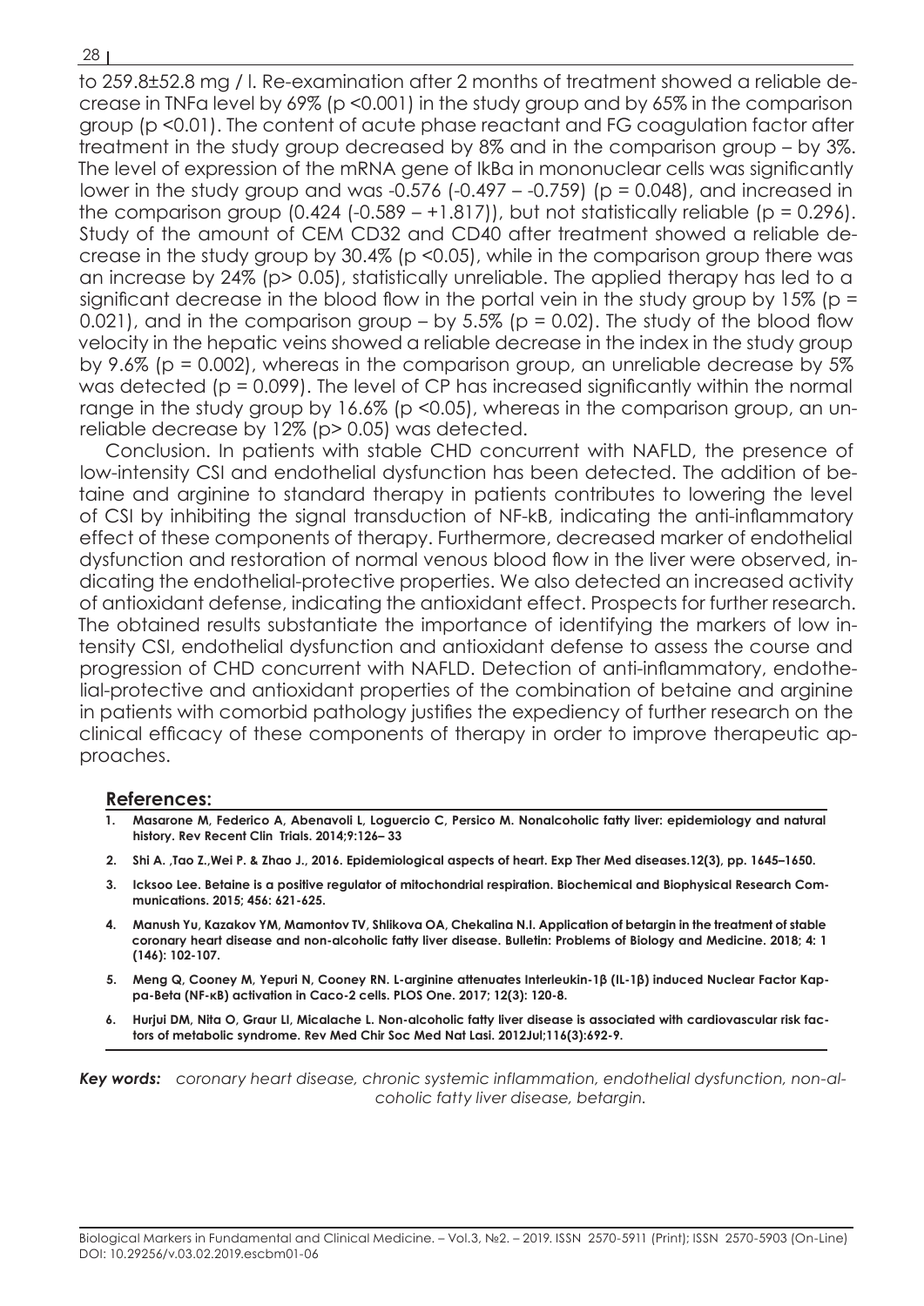to 259.8±52.8 mg / l. Re-examination after 2 months of treatment showed a reliable decrease in TNFa level by 69% ($p < 0.001$) in the study group and by 65% in the comparison group ($p < 0.01$). The content of acute phase reactant and FG coagulation factor after treatment in the study group decreased by 8% and in the comparison group – by 3%. The level of expression of the mRNA gene of IkBa in mononuclear cells was significantly lower in the study group and was -0.576 (-0.497 – -0.759) ($p = 0.048$), and increased in the comparison group (0.424 (-0.589 – +1.817)), but not statistically reliable ($p = 0.296$). Study of the amount of CEM CD32 and CD40 after treatment showed a reliable decrease in the study group by 30.4% ($p < 0.05$), while in the comparison group there was an increase by 24% ($p > 0.05$), statistically unreliable. The applied therapy has led to a significant decrease in the blood flow in the portal vein in the study group by 15% ($p = 0.021$), and in the comparison group – by 5.5% ($p = 0.02$). The study of the blood flow velocity in the hepatic veins showed a reliable decrease in the index in the study group by 9.6% ($p = 0.002$), whereas in the comparison group, an unreliable decrease by 5% was detected ($p = 0.099$). The level of CP has increased significantly within the normal range in the study group by 16.6% ($p < 0.05$), whereas in the comparison group, an unreliable decrease by 12% ($p > 0.05$) was detected.

Conclusion. In patients with stable CHD concurrent with NAFLD, the presence of low-intensity CSI and endothelial dysfunction has been detected. The addition of betaine and arginine to standard therapy in patients contributes to lowering the level of CSI by inhibiting the signal transduction of NF-kB, indicating the anti-inflammatory effect of these components of therapy. Furthermore, decreased marker of endothelial dysfunction and restoration of normal venous blood flow in the liver were observed, indicating the endothelial-protective properties. We also detected an increased activity of antioxidant defense, indicating the antioxidant effect. Prospects for further research. The obtained results substantiate the importance of identifying the markers of low intensity CSI, endothelial dysfunction and antioxidant defense to assess the course and progression of CHD concurrent with NAFLD. Detection of anti-inflammatory, endothelial-protective and antioxidant properties of the combination of betaine and arginine in patients with comorbid pathology justifies the expediency of further research on the clinical efficacy of these components of therapy in order to improve therapeutic approaches.

## References:

1. **Masarone M, Federico A, Abenavoli L, Loguercio C, Persico M. Nonalcoholic fatty liver: epidemiology and natural history. Rev Recent Clin Trials. 2014;9:126– 33**
2. **Shi A. ,Tao Z.,Wei P. & Zhao J., 2016. Epidemiological aspects of heart. Exp Ther Med diseases.12(3), pp. 1645–1650.**
3. **Icksoo Lee. Betaine is a positive regulator of mitochondrial respiration. Biochemical and Biophysical Research Communications. 2015; 456: 621-625.**
4. **Manush Yu, Kazakov YM, Mamontov TV, Shlikova OA, Chekalina N.I. Application of betargin in the treatment of stable coronary heart disease and non-alcoholic fatty liver disease. Bulletin: Problems of Biology and Medicine. 2018; 4: 1 (146): 102-107.**
5. **Meng Q, Cooney M, Yepuri N, Cooney RN. L-arginine attenuates Interleukin-1β (IL-1β) induced Nuclear Factor Kappa-Beta (NF-κB) activation in Caco-2 cells. PLOS One. 2017; 12(3): 120-8.**
6. **Hurjui DM, Nita O, Graur LI, Micalache L. Non-alcoholic fatty liver disease is associated with cardiovascular risk factors of metabolic syndrome. Rev Med Chir Soc Med Nat Iasi. 2012Jul;116(3):692-9.**

***Key words:*** *coronary heart disease, chronic systemic inflammation, endothelial dysfunction, non-alcoholic fatty liver disease, betargin.*